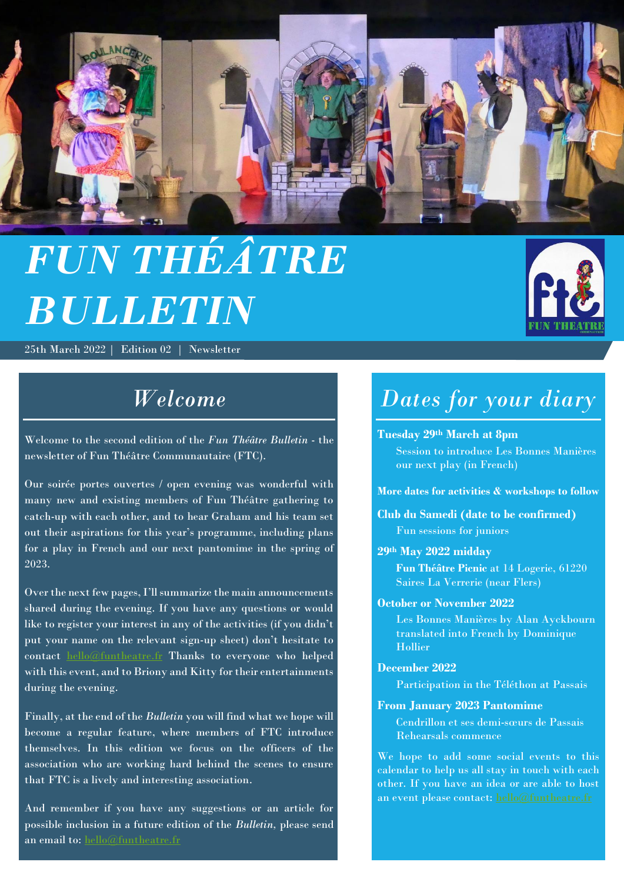# *FUN THÉÂTRE BULLETIN*

25th March 2022 | Edition 02 | Newsletter

## *Welcome*

Welcome to the second edition of the *Fun Théâtre Bulletin* - the newsletter of Fun Théâtre Communautaire (FTC).

Our soirée portes ouvertes / open evening was wonderful with many new and existing members of Fun Théâtre gathering to catch-up with each other, and to hear Graham and his team set out their aspirations for this year's programme, including plans for a play in French and our next pantomime in the spring of 2023.

Over the next few pages, I'll summarize the main announcements shared during the evening. If you have any questions or would like to register your interest in any of the activities (if you didn't put your name on the relevant sign-up sheet) don't hesitate to contact hello@funtheatre.fr Thanks to everyone who helped with this event, and to Briony and Kitty for their entertainments during the evening.

Finally, at the end of the *Bulletin* you will find what we hope will become a regular feature, where members of FTC introduce themselves. In this edition we focus on the officers of the association who are working hard behind the scenes to ensure that FTC is a lively and interesting association.

And remember if you have any suggestions or an article for possible inclusion in a future edition of the *Bulletin*, please send an email to: hello@funtheatre.fr

## *Dates for your diary*

**Tuesday 29th March at 8pm**
Session to introduce Les Bonnes Manières our next play (in French)

**More dates for activities & workshops to follow**

**Club du Samedi (date to be confirmed)**
Fun sessions for juniors

**29th May 2022 midday**
**Fun Théâtre Picnic** at 14 Logerie, 61220 Saires La Verrerie (near Flers)

**October or November 2022**
Les Bonnes Manières by Alan Ayckbourn translated into French by Dominique Hollier

**December 2022**
Participation in the Téléthon at Passais

**From January 2023 Pantomime**
Cendrillon et ses demi-sœurs de Passais Rehearsals commence

We hope to add some social events to this calendar to help us all stay in touch with each other. If you have an idea or are able to host an event please contact: hello@funtheatre.fr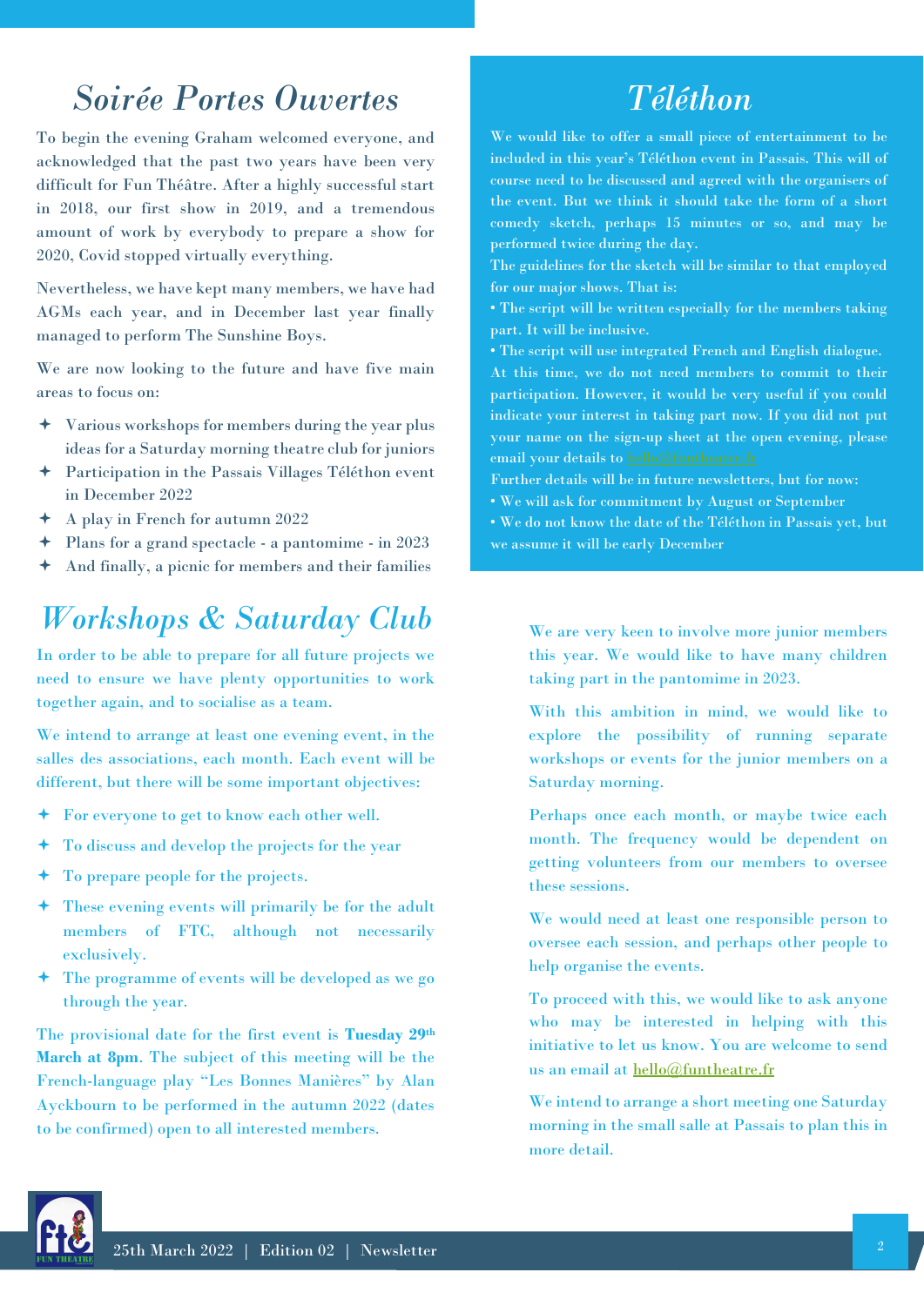# *Soirée Portes Ouvertes*

To begin the evening Graham welcomed everyone, and acknowledged that the past two years have been very difficult for Fun Théâtre. After a highly successful start in 2018, our first show in 2019, and a tremendous amount of work by everybody to prepare a show for 2020, Covid stopped virtually everything.

Nevertheless, we have kept many members, we have had AGMs each year, and in December last year finally managed to perform The Sunshine Boys.

We are now looking to the future and have five main areas to focus on:

- Various workshops for members during the year plus ideas for a Saturday morning theatre club for juniors
- Participation in the Passais Villages Téléthon event in December 2022
- A play in French for autumn 2022
- Plans for a grand spectacle - a pantomime - in 2023
- And finally, a picnic for members and their families

# *Workshops & Saturday Club*

In order to be able to prepare for all future projects we need to ensure we have plenty opportunities to work together again, and to socialise as a team.

We intend to arrange at least one evening event, in the salles des associations, each month. Each event will be different, but there will be some important objectives:

- For everyone to get to know each other well.
- To discuss and develop the projects for the year
- To prepare people for the projects.
- These evening events will primarily be for the adult members of FTC, although not necessarily exclusively.
- The programme of events will be developed as we go through the year.

The provisional date for the first event is **Tuesday 29th March at 8pm**. The subject of this meeting will be the French-language play "Les Bonnes Manières" by Alan Ayckbourn to be performed in the autumn 2022 (dates to be confirmed) open to all interested members.

We are very keen to involve more junior members this year. We would like to have many children taking part in the pantomime in 2023.

With this ambition in mind, we would like to explore the possibility of running separate workshops or events for the junior members on a Saturday morning.

Perhaps once each month, or maybe twice each month. The frequency would be dependent on getting volunteers from our members to oversee these sessions.

We would need at least one responsible person to oversee each session, and perhaps other people to help organise the events.

To proceed with this, we would like to ask anyone who may be interested in helping with this initiative to let us know. You are welcome to send us an email at hello@funtheatre.fr

We intend to arrange a short meeting one Saturday morning in the small salle at Passais to plan this in more detail.

# *Téléthon*

We would like to offer a small piece of entertainment to be included in this year's Téléthon event in Passais. This will of course need to be discussed and agreed with the organisers of the event. But we think it should take the form of a short comedy sketch, perhaps 15 minutes or so, and may be performed twice during the day.

The guidelines for the sketch will be similar to that employed for our major shows. That is:

- The script will be written especially for the members taking part. It will be inclusive.
- The script will use integrated French and English dialogue.

At this time, we do not need members to commit to their participation. However, it would be very useful if you could indicate your interest in taking part now. If you did not put your name on the sign-up sheet at the open evening, please email your details to hello@funtheatre.fr

Further details will be in future newsletters, but for now:

- We will ask for commitment by August or September
- We do not know the date of the Téléthon in Passais yet, but we assume it will be early December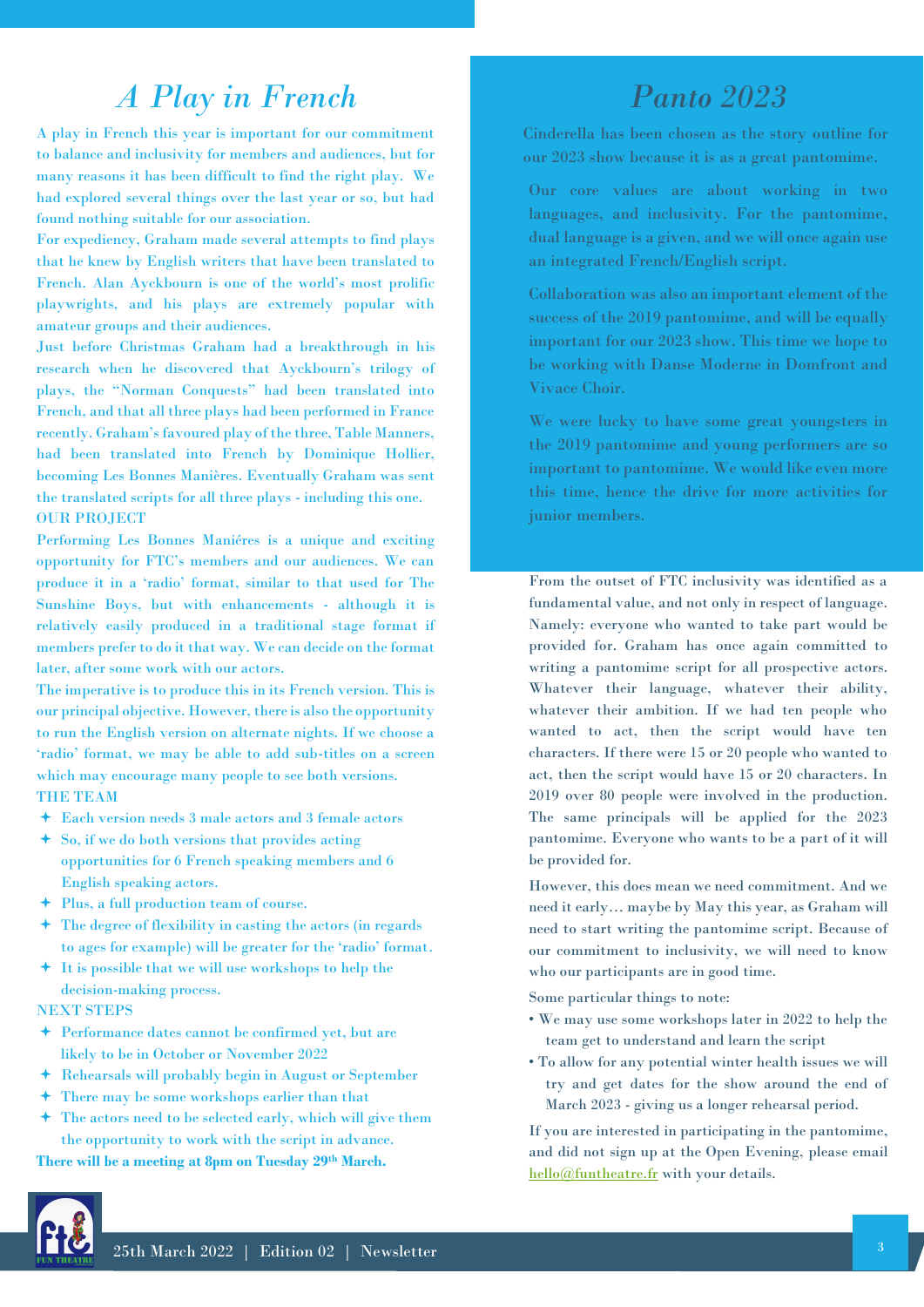# A Play in French

A play in French this year is important for our commitment to balance and inclusivity for members and audiences, but for many reasons it has been difficult to find the right play. We had explored several things over the last year or so, but had found nothing suitable for our association.

For expediency, Graham made several attempts to find plays that he knew by English writers that have been translated to French. Alan Ayckbourn is one of the world's most prolific playwrights, and his plays are extremely popular with amateur groups and their audiences.

Just before Christmas Graham had a breakthrough in his research when he discovered that Ayckbourn's trilogy of plays, the "Norman Conquests" had been translated into French, and that all three plays had been performed in France recently. Graham's favoured play of the three, Table Manners, had been translated into French by Dominique Hollier, becoming Les Bonnes Manières. Eventually Graham was sent the translated scripts for all three plays - including this one.

OUR PROJECT

Performing Les Bonnes Maniéres is a unique and exciting opportunity for FTC's members and our audiences. We can produce it in a 'radio' format, similar to that used for The Sunshine Boys, but with enhancements - although it is relatively easily produced in a traditional stage format if members prefer to do it that way. We can decide on the format later, after some work with our actors.

The imperative is to produce this in its French version. This is our principal objective. However, there is also the opportunity to run the English version on alternate nights. If we choose a 'radio' format, we may be able to add sub-titles on a screen which may encourage many people to see both versions.

THE TEAM

- Each version needs 3 male actors and 3 female actors
- So, if we do both versions that provides acting opportunities for 6 French speaking members and 6 English speaking actors.
- Plus, a full production team of course.
- The degree of flexibility in casting the actors (in regards to ages for example) will be greater for the 'radio' format.
- It is possible that we will use workshops to help the decision-making process.

NEXT STEPS

- Performance dates cannot be confirmed yet, but are likely to be in October or November 2022
- Rehearsals will probably begin in August or September
- There may be some workshops earlier than that
- The actors need to be selected early, which will give them the opportunity to work with the script in advance.

**There will be a meeting at 8pm on Tuesday 29th March.**

# Panto 2023

Cinderella has been chosen as the story outline for our 2023 show because it is as a great pantomime.

Our core values are about working in two languages, and inclusivity. For the pantomime, dual language is a given, and we will once again use an integrated French/English script.

Collaboration was also an important element of the success of the 2019 pantomime, and will be equally important for our 2023 show. This time we hope to be working with Danse Moderne in Domfront and Vivace Choir.

We were lucky to have some great youngsters in the 2019 pantomime and young performers are so important to pantomime. We would like even more this time, hence the drive for more activities for junior members.

From the outset of FTC inclusivity was identified as a fundamental value, and not only in respect of language. Namely: everyone who wanted to take part would be provided for. Graham has once again committed to writing a pantomime script for all prospective actors. Whatever their language, whatever their ability, whatever their ambition. If we had ten people who wanted to act, then the script would have ten characters. If there were 15 or 20 people who wanted to act, then the script would have 15 or 20 characters. In 2019 over 80 people were involved in the production. The same principals will be applied for the 2023 pantomime. Everyone who wants to be a part of it will be provided for.

However, this does mean we need commitment. And we need it early… maybe by May this year, as Graham will need to start writing the pantomime script. Because of our commitment to inclusivity, we will need to know who our participants are in good time.

Some particular things to note:

- We may use some workshops later in 2022 to help the team get to understand and learn the script
- To allow for any potential winter health issues we will try and get dates for the show around the end of March 2023 - giving us a longer rehearsal period.

If you are interested in participating in the pantomime, and did not sign up at the Open Evening, please email hello@funtheatre.fr with your details.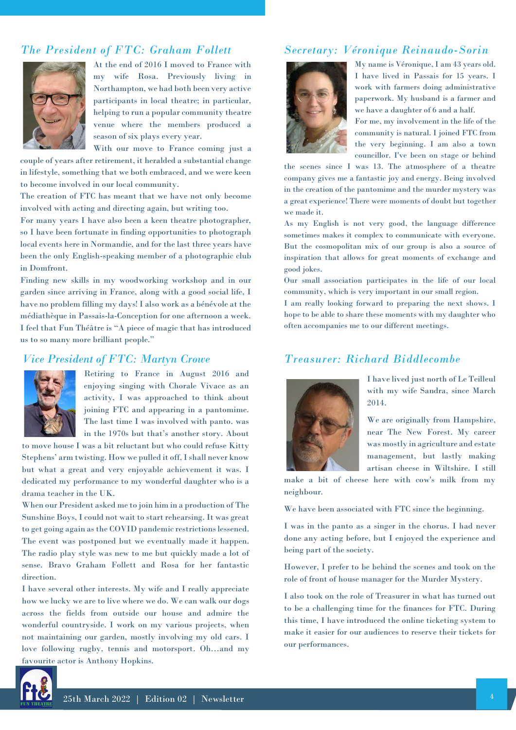## *The President of FTC: Graham Follett*

At the end of 2016 I moved to France with my wife Rosa. Previously living in Northampton, we had both been very active participants in local theatre; in particular, helping to run a popular community theatre venue where the members produced a season of six plays every year.

With our move to France coming just a couple of years after retirement, it heralded a substantial change in lifestyle, something that we both embraced, and we were keen to become involved in our local community.

The creation of FTC has meant that we have not only become involved with acting and directing again, but writing too.

For many years I have also been a keen theatre photographer, so I have been fortunate in finding opportunities to photograph local events here in Normandie, and for the last three years have been the only English-speaking member of a photographic club in Domfront.

Finding new skills in my woodworking workshop and in our garden since arriving in France, along with a good social life, I have no problem filling my days! I also work as a bénévole at the médiathèque in Passais-la-Conception for one afternoon a week.

I feel that Fun Théâtre is "A piece of magic that has introduced us to so many more brilliant people."

## *Vice President of FTC: Martyn Crowe*

Retiring to France in August 2016 and enjoying singing with Chorale Vivace as an activity, I was approached to think about joining FTC and appearing in a pantomime. The last time I was involved with panto. was in the 1970s but that's another story. About to move house I was a bit reluctant but who could refuse Kitty Stephens' arm twisting. How we pulled it off, I shall never know but what a great and very enjoyable achievement it was. I dedicated my performance to my wonderful daughter who is a drama teacher in the UK.

When our President asked me to join him in a production of The Sunshine Boys, I could not wait to start rehearsing. It was great to get going again as the COVID pandemic restrictions lessened. The event was postponed but we eventually made it happen. The radio play style was new to me but quickly made a lot of sense. Bravo Graham Follett and Rosa for her fantastic direction.

I have several other interests. My wife and I really appreciate how we lucky we are to live where we do. We can walk our dogs across the fields from outside our house and admire the wonderful countryside. I work on my various projects, when not maintaining our garden, mostly involving my old cars. I love following rugby, tennis and motorsport. Oh…and my favourite actor is Anthony Hopkins.

## *Secretary: Véronique Reinaudo-Sorin*

My name is Véronique, I am 43 years old. I have lived in Passais for 15 years. I work with farmers doing administrative paperwork. My husband is a farmer and we have a daughter of 6 and a half.

For me, my involvement in the life of the community is natural. I joined FTC from the very beginning. I am also a town councillor. I've been on stage or behind the scenes since I was 13. The atmosphere of a theatre company gives me a fantastic joy and energy. Being involved in the creation of the pantomime and the murder mystery was a great experience! There were moments of doubt but together we made it.

As my English is not very good, the language difference sometimes makes it complex to communicate with everyone. But the cosmopolitan mix of our group is also a source of inspiration that allows for great moments of exchange and good jokes.

Our small association participates in the life of our local community, which is very important in our small region.

I am really looking forward to preparing the next shows. I hope to be able to share these moments with my daughter who often accompanies me to our different meetings.

## *Treasurer: Richard Biddlecombe*

I have lived just north of Le Teilleul with my wife Sandra, since March 2014.

We are originally from Hampshire, near The New Forest. My career was mostly in agriculture and estate management, but lastly making artisan cheese in Wiltshire. I still make a bit of cheese here with cow's milk from my neighbour.

We have been associated with FTC since the beginning.

I was in the panto as a singer in the chorus. I had never done any acting before, but I enjoyed the experience and being part of the society.

However, I prefer to be behind the scenes and took on the role of front of house manager for the Murder Mystery.

I also took on the role of Treasurer in what has turned out to be a challenging time for the finances for FTC. During this time, I have introduced the online ticketing system to make it easier for our audiences to reserve their tickets for our performances.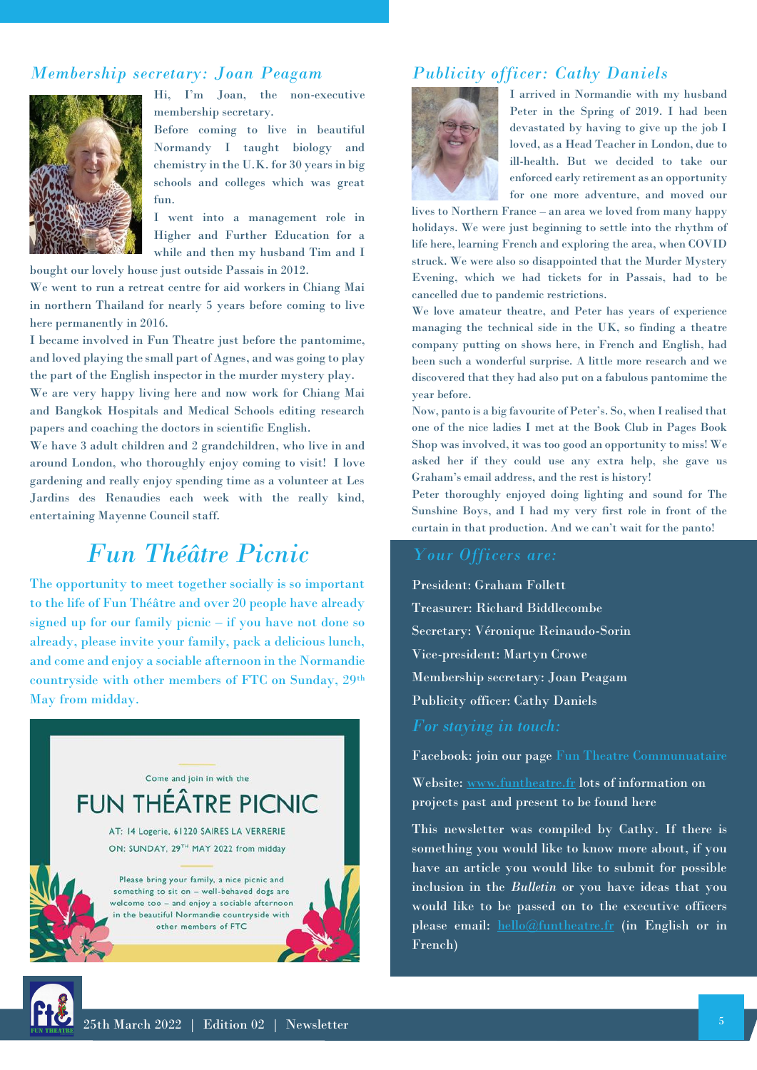## *Membership secretary: Joan Peagam*

Hi, I'm Joan, the non-executive membership secretary.

Before coming to live in beautiful Normandy I taught biology and chemistry in the U.K. for 30 years in big schools and colleges which was great fun.

I went into a management role in Higher and Further Education for a while and then my husband Tim and I bought our lovely house just outside Passais in 2012.

We went to run a retreat centre for aid workers in Chiang Mai in northern Thailand for nearly 5 years before coming to live here permanently in 2016.

I became involved in Fun Theatre just before the pantomime, and loved playing the small part of Agnes, and was going to play the part of the English inspector in the murder mystery play.

We are very happy living here and now work for Chiang Mai and Bangkok Hospitals and Medical Schools editing research papers and coaching the doctors in scientific English.

We have 3 adult children and 2 grandchildren, who live in and around London, who thoroughly enjoy coming to visit! I love gardening and really enjoy spending time as a volunteer at Les Jardins des Renaudies each week with the really kind, entertaining Mayenne Council staff.

# *Fun Théâtre Picnic*

The opportunity to meet together socially is so important to the life of Fun Théâtre and over 20 people have already signed up for our family picnic – if you have not done so already, please invite your family, pack a delicious lunch, and come and enjoy a sociable afternoon in the Normandie countryside with other members of FTC on Sunday, 29th May from midday.

Come and join in with the

**FUN THÉÂTRE PICNIC**

AT: 14 Logerie, 61220 SAIRES LA VERRERIE

ON: SUNDAY, 29TH MAY 2022 from midday

Please bring your family, a nice picnic and something to sit on – well-behaved dogs are welcome too – and enjoy a sociable afternoon in the beautiful Normandie countryside with other members of FTC

## *Publicity officer: Cathy Daniels*

I arrived in Normandie with my husband Peter in the Spring of 2019. I had been devastated by having to give up the job I loved, as a Head Teacher in London, due to ill-health. But we decided to take our enforced early retirement as an opportunity for one more adventure, and moved our lives to Northern France – an area we loved from many happy holidays. We were just beginning to settle into the rhythm of life here, learning French and exploring the area, when COVID struck. We were also so disappointed that the Murder Mystery Evening, which we had tickets for in Passais, had to be cancelled due to pandemic restrictions.

We love amateur theatre, and Peter has years of experience managing the technical side in the UK, so finding a theatre company putting on shows here, in French and English, had been such a wonderful surprise. A little more research and we discovered that they had also put on a fabulous pantomime the year before.

Now, panto is a big favourite of Peter's. So, when I realised that one of the nice ladies I met at the Book Club in Pages Book Shop was involved, it was too good an opportunity to miss! We asked her if they could use any extra help, she gave us Graham's email address, and the rest is history!

Peter thoroughly enjoyed doing lighting and sound for The Sunshine Boys, and I had my very first role in front of the curtain in that production. And we can't wait for the panto!

## *Your Officers are:*

President: Graham Follett

Treasurer: Richard Biddlecombe

Secretary: Véronique Reinaudo-Sorin

Vice-president: Martyn Crowe

Membership secretary: Joan Peagam

Publicity officer: Cathy Daniels

## *For staying in touch:*

Facebook: join our page Fun Theatre Communautaire

Website: www.funtheatre.fr lots of information on projects past and present to be found here

This newsletter was compiled by Cathy. If there is something you would like to know more about, if you have an article you would like to submit for possible inclusion in the *Bulletin* or you have ideas that you would like to be passed on to the executive officers please email: hello@funtheatre.fr (in English or in French)